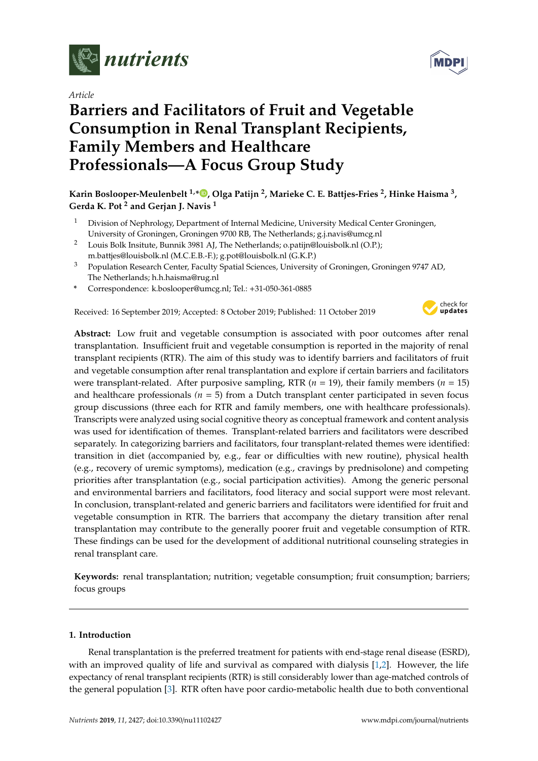*Article*

# Barriers and Facilitators of Fruit and Vegetable Consumption in Renal Transplant Recipients, Family Members and Healthcare Professionals—A Focus Group Study

**Karin Boslooper-Meulenbelt [1,*], Olga Patijn [2], Marieke C. E. Battjes-Fries [2], Hinke Haisma [3], Gerda K. Pot [2] and Gerjan J. Navis [1]**

[1] Division of Nephrology, Department of Internal Medicine, University Medical Center Groningen, University of Groningen, Groningen 9700 RB, The Netherlands; g.j.navis@umcg.nl

[2] Louis Bolk Insitute, Bunnik 3981 AJ, The Netherlands; o.patijn@louisbolk.nl (O.P.); m.battjes@louisbolk.nl (M.C.E.B.-F.); g.pot@louisbolk.nl (G.K.P.)

[3] Population Research Center, Faculty Spatial Sciences, University of Groningen, Groningen 9747 AD, The Netherlands; h.h.haisma@rug.nl

* Correspondence: k.boslooper@umcg.nl; Tel.: +31-050-361-0885

Received: 16 September 2019; Accepted: 8 October 2019; Published: 11 October 2019

**Abstract:** Low fruit and vegetable consumption is associated with poor outcomes after renal transplantation. Insufficient fruit and vegetable consumption is reported in the majority of renal transplant recipients (RTR). The aim of this study was to identify barriers and facilitators of fruit and vegetable consumption after renal transplantation and explore if certain barriers and facilitators were transplant-related. After purposive sampling, RTR ($n$ = 19), their family members ($n$ = 15) and healthcare professionals ($n$ = 5) from a Dutch transplant center participated in seven focus group discussions (three each for RTR and family members, one with healthcare professionals). Transcripts were analyzed using social cognitive theory as conceptual framework and content analysis was used for identification of themes. Transplant-related barriers and facilitators were described separately. In categorizing barriers and facilitators, four transplant-related themes were identified: transition in diet (accompanied by, e.g., fear or difficulties with new routine), physical health (e.g., recovery of uremic symptoms), medication (e.g., cravings by prednisolone) and competing priorities after transplantation (e.g., social participation activities). Among the generic personal and environmental barriers and facilitators, food literacy and social support were most relevant. In conclusion, transplant-related and generic barriers and facilitators were identified for fruit and vegetable consumption in RTR. The barriers that accompany the dietary transition after renal transplantation may contribute to the generally poorer fruit and vegetable consumption of RTR. These findings can be used for the development of additional nutritional counseling strategies in renal transplant care.

**Keywords:** renal transplantation; nutrition; vegetable consumption; fruit consumption; barriers; focus groups

## 1. Introduction

Renal transplantation is the preferred treatment for patients with end-stage renal disease (ESRD), with an improved quality of life and survival as compared with dialysis [1,2]. However, the life expectancy of renal transplant recipients (RTR) is still considerably lower than age-matched controls of the general population [3]. RTR often have poor cardio-metabolic health due to both conventional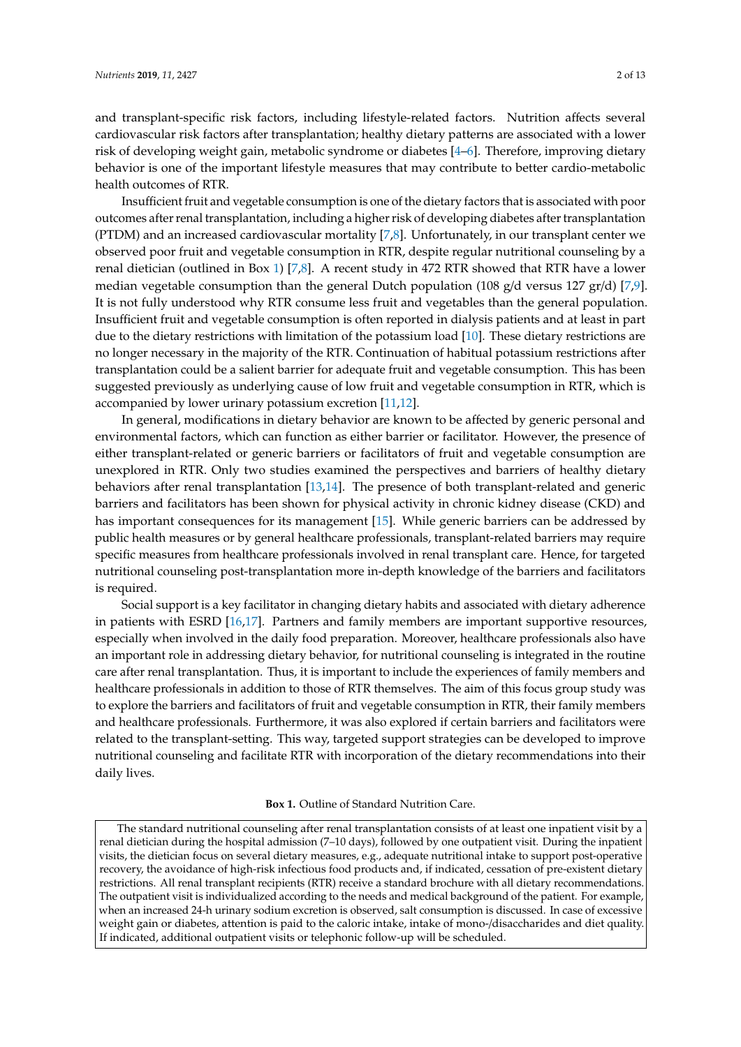and transplant-specific risk factors, including lifestyle-related factors. Nutrition affects several cardiovascular risk factors after transplantation; healthy dietary patterns are associated with a lower risk of developing weight gain, metabolic syndrome or diabetes [4–6]. Therefore, improving dietary behavior is one of the important lifestyle measures that may contribute to better cardio-metabolic health outcomes of RTR.

Insufficient fruit and vegetable consumption is one of the dietary factors that is associated with poor outcomes after renal transplantation, including a higher risk of developing diabetes after transplantation (PTDM) and an increased cardiovascular mortality [7,8]. Unfortunately, in our transplant center we observed poor fruit and vegetable consumption in RTR, despite regular nutritional counseling by a renal dietician (outlined in Box 1) [7,8]. A recent study in 472 RTR showed that RTR have a lower median vegetable consumption than the general Dutch population (108 g/d versus 127 gr/d) [7,9]. It is not fully understood why RTR consume less fruit and vegetables than the general population. Insufficient fruit and vegetable consumption is often reported in dialysis patients and at least in part due to the dietary restrictions with limitation of the potassium load [10]. These dietary restrictions are no longer necessary in the majority of the RTR. Continuation of habitual potassium restrictions after transplantation could be a salient barrier for adequate fruit and vegetable consumption. This has been suggested previously as underlying cause of low fruit and vegetable consumption in RTR, which is accompanied by lower urinary potassium excretion [11,12].

In general, modifications in dietary behavior are known to be affected by generic personal and environmental factors, which can function as either barrier or facilitator. However, the presence of either transplant-related or generic barriers or facilitators of fruit and vegetable consumption are unexplored in RTR. Only two studies examined the perspectives and barriers of healthy dietary behaviors after renal transplantation [13,14]. The presence of both transplant-related and generic barriers and facilitators has been shown for physical activity in chronic kidney disease (CKD) and has important consequences for its management [15]. While generic barriers can be addressed by public health measures or by general healthcare professionals, transplant-related barriers may require specific measures from healthcare professionals involved in renal transplant care. Hence, for targeted nutritional counseling post-transplantation more in-depth knowledge of the barriers and facilitators is required.

Social support is a key facilitator in changing dietary habits and associated with dietary adherence in patients with ESRD [16,17]. Partners and family members are important supportive resources, especially when involved in the daily food preparation. Moreover, healthcare professionals also have an important role in addressing dietary behavior, for nutritional counseling is integrated in the routine care after renal transplantation. Thus, it is important to include the experiences of family members and healthcare professionals in addition to those of RTR themselves. The aim of this focus group study was to explore the barriers and facilitators of fruit and vegetable consumption in RTR, their family members and healthcare professionals. Furthermore, it was also explored if certain barriers and facilitators were related to the transplant-setting. This way, targeted support strategies can be developed to improve nutritional counseling and facilitate RTR with incorporation of the dietary recommendations into their daily lives.

**Box 1.** Outline of Standard Nutrition Care.

> The standard nutritional counseling after renal transplantation consists of at least one inpatient visit by a renal dietician during the hospital admission (7–10 days), followed by one outpatient visit. During the inpatient visits, the dietician focus on several dietary measures, e.g., adequate nutritional intake to support post-operative recovery, the avoidance of high-risk infectious food products and, if indicated, cessation of pre-existent dietary restrictions. All renal transplant recipients (RTR) receive a standard brochure with all dietary recommendations. The outpatient visit is individualized according to the needs and medical background of the patient. For example, when an increased 24-h urinary sodium excretion is observed, salt consumption is discussed. In case of excessive weight gain or diabetes, attention is paid to the caloric intake, intake of mono-/disaccharides and diet quality. If indicated, additional outpatient visits or telephonic follow-up will be scheduled.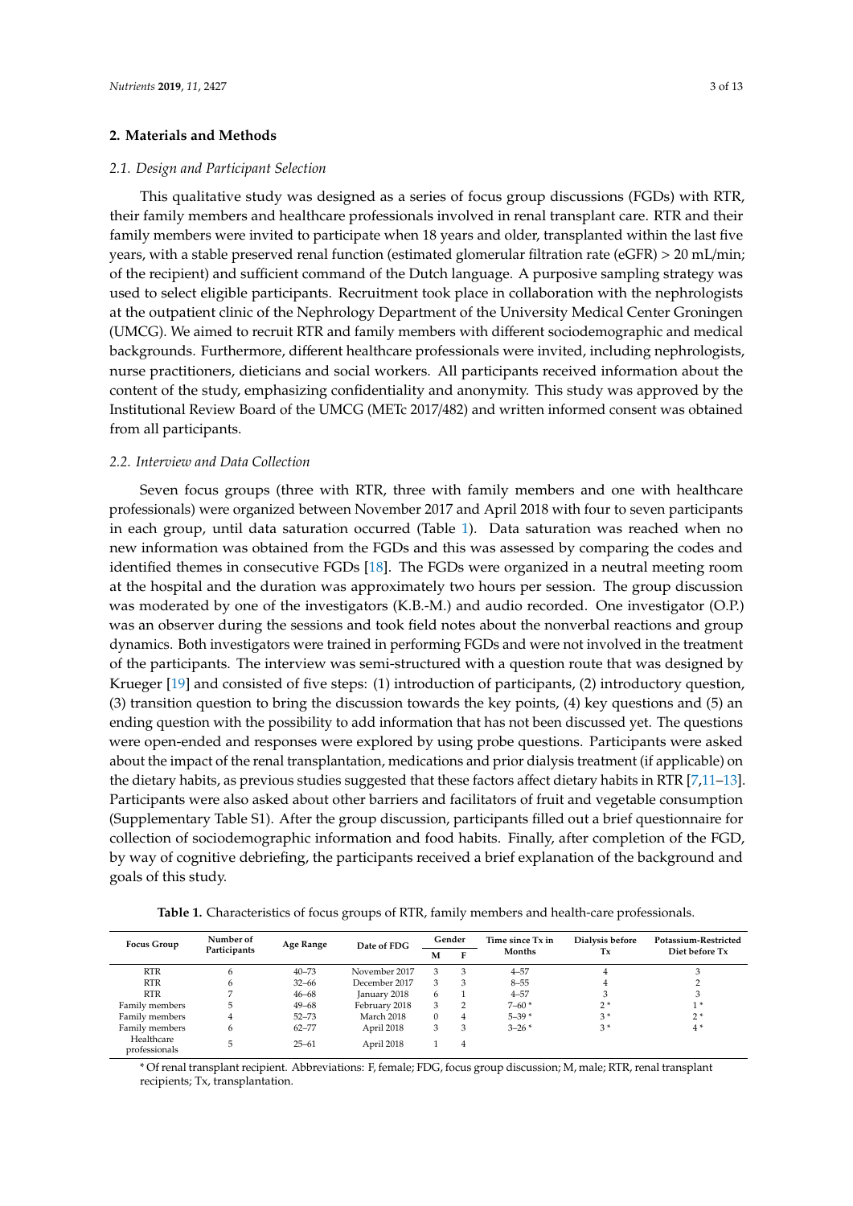## 2. Materials and Methods

### 2.1. Design and Participant Selection

This qualitative study was designed as a series of focus group discussions (FGDs) with RTR, their family members and healthcare professionals involved in renal transplant care. RTR and their family members were invited to participate when 18 years and older, transplanted within the last five years, with a stable preserved renal function (estimated glomerular filtration rate (eGFR) > 20 mL/min; of the recipient) and sufficient command of the Dutch language. A purposive sampling strategy was used to select eligible participants. Recruitment took place in collaboration with the nephrologists at the outpatient clinic of the Nephrology Department of the University Medical Center Groningen (UMCG). We aimed to recruit RTR and family members with different sociodemographic and medical backgrounds. Furthermore, different healthcare professionals were invited, including nephrologists, nurse practitioners, dieticians and social workers. All participants received information about the content of the study, emphasizing confidentiality and anonymity. This study was approved by the Institutional Review Board of the UMCG (METc 2017/482) and written informed consent was obtained from all participants.

### 2.2. Interview and Data Collection

Seven focus groups (three with RTR, three with family members and one with healthcare professionals) were organized between November 2017 and April 2018 with four to seven participants in each group, until data saturation occurred (Table 1). Data saturation was reached when no new information was obtained from the FGDs and this was assessed by comparing the codes and identified themes in consecutive FGDs [18]. The FGDs were organized in a neutral meeting room at the hospital and the duration was approximately two hours per session. The group discussion was moderated by one of the investigators (K.B.-M.) and audio recorded. One investigator (O.P.) was an observer during the sessions and took field notes about the nonverbal reactions and group dynamics. Both investigators were trained in performing FGDs and were not involved in the treatment of the participants. The interview was semi-structured with a question route that was designed by Krueger [19] and consisted of five steps: (1) introduction of participants, (2) introductory question, (3) transition question to bring the discussion towards the key points, (4) key questions and (5) an ending question with the possibility to add information that has not been discussed yet. The questions were open-ended and responses were explored by using probe questions. Participants were asked about the impact of the renal transplantation, medications and prior dialysis treatment (if applicable) on the dietary habits, as previous studies suggested that these factors affect dietary habits in RTR [7,11–13]. Participants were also asked about other barriers and facilitators of fruit and vegetable consumption (Supplementary Table S1). After the group discussion, participants filled out a brief questionnaire for collection of sociodemographic information and food habits. Finally, after completion of the FGD, by way of cognitive debriefing, the participants received a brief explanation of the background and goals of this study.

**Table 1.** Characteristics of focus groups of RTR, family members and health-care professionals.

| Focus Group | Number of Participants | Age Range | Date of FDG | Gender | | Time since Tx in Months | Dialysis before Tx | Potassium-Restricted Diet before Tx |
|---|---|---|---|---|---|---|---|---|
| | | | | M | F | | | |
| RTR | 6 | 40–73 | November 2017 | 3 | 3 | 4–57 | 4 | 3 |
| RTR | 6 | 32–66 | December 2017 | 3 | 3 | 8–55 | 4 | 2 |
| RTR | 7 | 46–68 | January 2018 | 6 | 1 | 4–57 | 3 | 3 |
| Family members | 5 | 49–68 | February 2018 | 3 | 2 | 7–60 * | 2 * | 1 * |
| Family members | 4 | 52–73 | March 2018 | 0 | 4 | 5–39 * | 3 * | 2 * |
| Family members | 6 | 62–77 | April 2018 | 3 | 3 | 3–26 * | 3 * | 4 * |
| Healthcare professionals | 5 | 25–61 | April 2018 | 1 | 4 | | | |

* Of renal transplant recipient. Abbreviations: F, female; FDG, focus group discussion; M, male; RTR, renal transplant recipients; Tx, transplantation.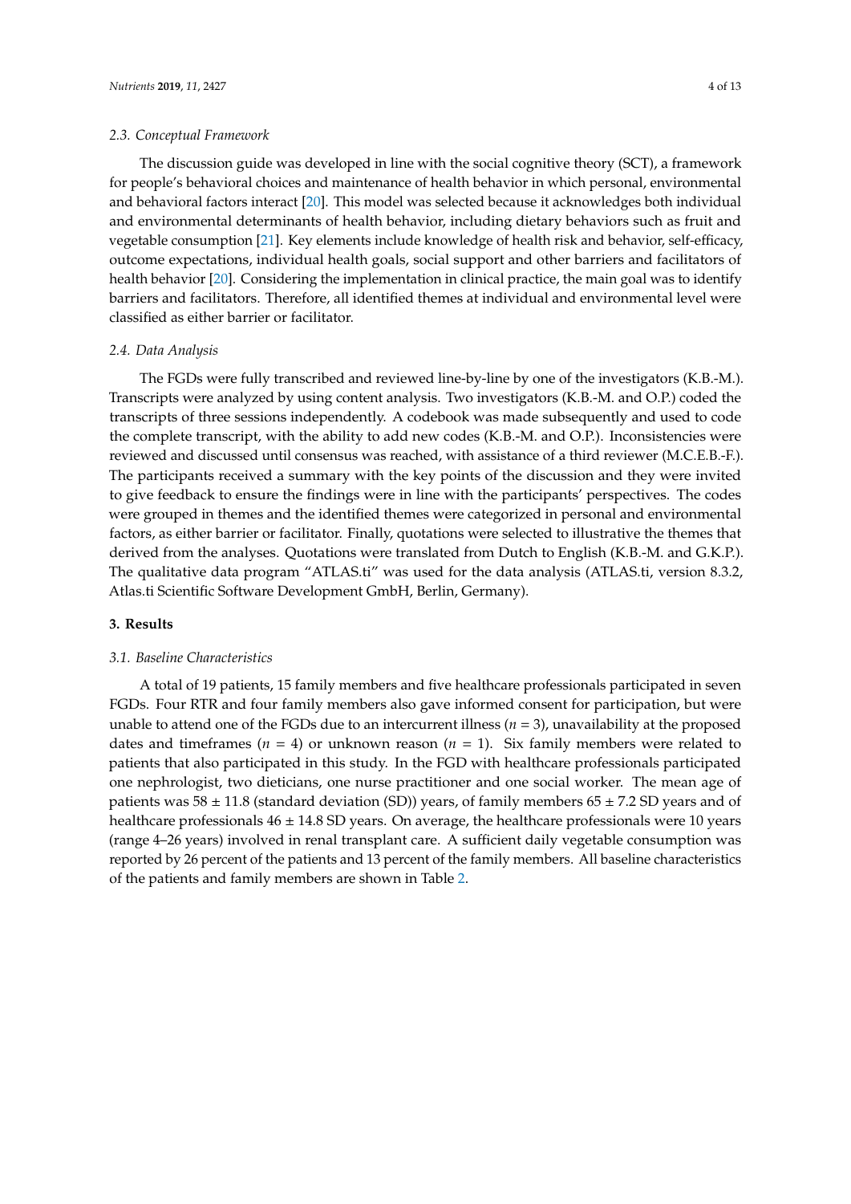### 2.3. Conceptual Framework

The discussion guide was developed in line with the social cognitive theory (SCT), a framework for people's behavioral choices and maintenance of health behavior in which personal, environmental and behavioral factors interact [20]. This model was selected because it acknowledges both individual and environmental determinants of health behavior, including dietary behaviors such as fruit and vegetable consumption [21]. Key elements include knowledge of health risk and behavior, self-efficacy, outcome expectations, individual health goals, social support and other barriers and facilitators of health behavior [20]. Considering the implementation in clinical practice, the main goal was to identify barriers and facilitators. Therefore, all identified themes at individual and environmental level were classified as either barrier or facilitator.

### 2.4. Data Analysis

The FGDs were fully transcribed and reviewed line-by-line by one of the investigators (K.B.-M.). Transcripts were analyzed by using content analysis. Two investigators (K.B.-M. and O.P.) coded the transcripts of three sessions independently. A codebook was made subsequently and used to code the complete transcript, with the ability to add new codes (K.B.-M. and O.P.). Inconsistencies were reviewed and discussed until consensus was reached, with assistance of a third reviewer (M.C.E.B.-F.). The participants received a summary with the key points of the discussion and they were invited to give feedback to ensure the findings were in line with the participants' perspectives. The codes were grouped in themes and the identified themes were categorized in personal and environmental factors, as either barrier or facilitator. Finally, quotations were selected to illustrative the themes that derived from the analyses. Quotations were translated from Dutch to English (K.B.-M. and G.K.P.). The qualitative data program "ATLAS.ti" was used for the data analysis (ATLAS.ti, version 8.3.2, Atlas.ti Scientific Software Development GmbH, Berlin, Germany).

## 3. Results

### 3.1. Baseline Characteristics

A total of 19 patients, 15 family members and five healthcare professionals participated in seven FGDs. Four RTR and four family members also gave informed consent for participation, but were unable to attend one of the FGDs due to an intercurrent illness ($n$ = 3), unavailability at the proposed dates and timeframes ($n$ = 4) or unknown reason ($n$ = 1). Six family members were related to patients that also participated in this study. In the FGD with healthcare professionals participated one nephrologist, two dieticians, one nurse practitioner and one social worker. The mean age of patients was 58 ± 11.8 (standard deviation (SD)) years, of family members 65 ± 7.2 SD years and of healthcare professionals 46 ± 14.8 SD years. On average, the healthcare professionals were 10 years (range 4–26 years) involved in renal transplant care. A sufficient daily vegetable consumption was reported by 26 percent of the patients and 13 percent of the family members. All baseline characteristics of the patients and family members are shown in Table 2.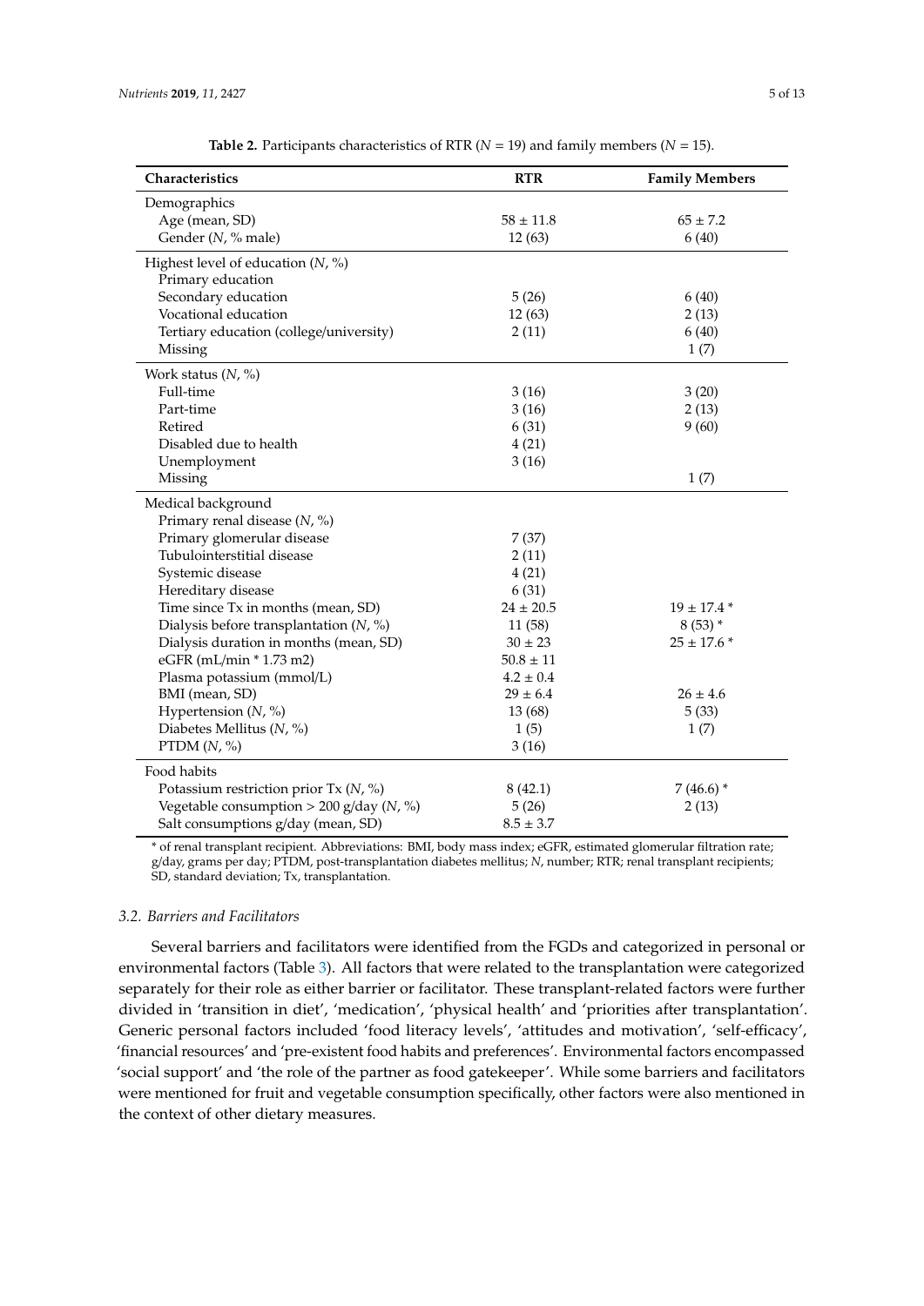**Table 2.** Participants characteristics of RTR (*N* = 19) and family members (*N* = 15).

| Characteristics | RTR | Family Members |
|---|---|---|
| Demographics | | |
| Age (mean, SD) | 58 ± 11.8 | 65 ± 7.2 |
| Gender (*N*, % male) | 12 (63) | 6 (40) |
| Highest level of education (*N*, %) | | |
| Primary education | | |
| Secondary education | 5 (26) | 6 (40) |
| Vocational education | 12 (63) | 2 (13) |
| Tertiary education (college/university) | 2 (11) | 6 (40) |
| Missing | | 1 (7) |
| Work status (*N*, %) | | |
| Full-time | 3 (16) | 3 (20) |
| Part-time | 3 (16) | 2 (13) |
| Retired | 6 (31) | 9 (60) |
| Disabled due to health | 4 (21) | |
| Unemployment | 3 (16) | |
| Missing | | 1 (7) |
| Medical background | | |
| Primary renal disease (*N*, %) | | |
| Primary glomerular disease | 7 (37) | |
| Tubulointerstitial disease | 2 (11) | |
| Systemic disease | 4 (21) | |
| Hereditary disease | 6 (31) | |
| Time since Tx in months (mean, SD) | 24 ± 20.5 | 19 ± 17.4 * |
| Dialysis before transplantation (*N*, %) | 11 (58) | 8 (53) * |
| Dialysis duration in months (mean, SD) | 30 ± 23 | 25 ± 17.6 * |
| eGFR (mL/min * 1.73 m2) | 50.8 ± 11 | |
| Plasma potassium (mmol/L) | 4.2 ± 0.4 | |
| BMI (mean, SD) | 29 ± 6.4 | 26 ± 4.6 |
| Hypertension (*N*, %) | 13 (68) | 5 (33) |
| Diabetes Mellitus (*N*, %) | 1 (5) | 1 (7) |
| PTDM (*N*, %) | 3 (16) | |
| Food habits | | |
| Potassium restriction prior Tx (*N*, %) | 8 (42.1) | 7 (46.6) * |
| Vegetable consumption > 200 g/day (*N*, %) | 5 (26) | 2 (13) |
| Salt consumptions g/day (mean, SD) | 8.5 ± 3.7 | |

\* of renal transplant recipient. Abbreviations: BMI, body mass index; eGFR, estimated glomerular filtration rate; g/day, grams per day; PTDM, post-transplantation diabetes mellitus; *N*, number; RTR; renal transplant recipients; SD, standard deviation; Tx, transplantation.

### *3.2. Barriers and Facilitators*

Several barriers and facilitators were identified from the FGDs and categorized in personal or environmental factors (Table 3). All factors that were related to the transplantation were categorized separately for their role as either barrier or facilitator. These transplant-related factors were further divided in 'transition in diet', 'medication', 'physical health' and 'priorities after transplantation'. Generic personal factors included 'food literacy levels', 'attitudes and motivation', 'self-efficacy', 'financial resources' and 'pre-existent food habits and preferences'. Environmental factors encompassed 'social support' and 'the role of the partner as food gatekeeper'. While some barriers and facilitators were mentioned for fruit and vegetable consumption specifically, other factors were also mentioned in the context of other dietary measures.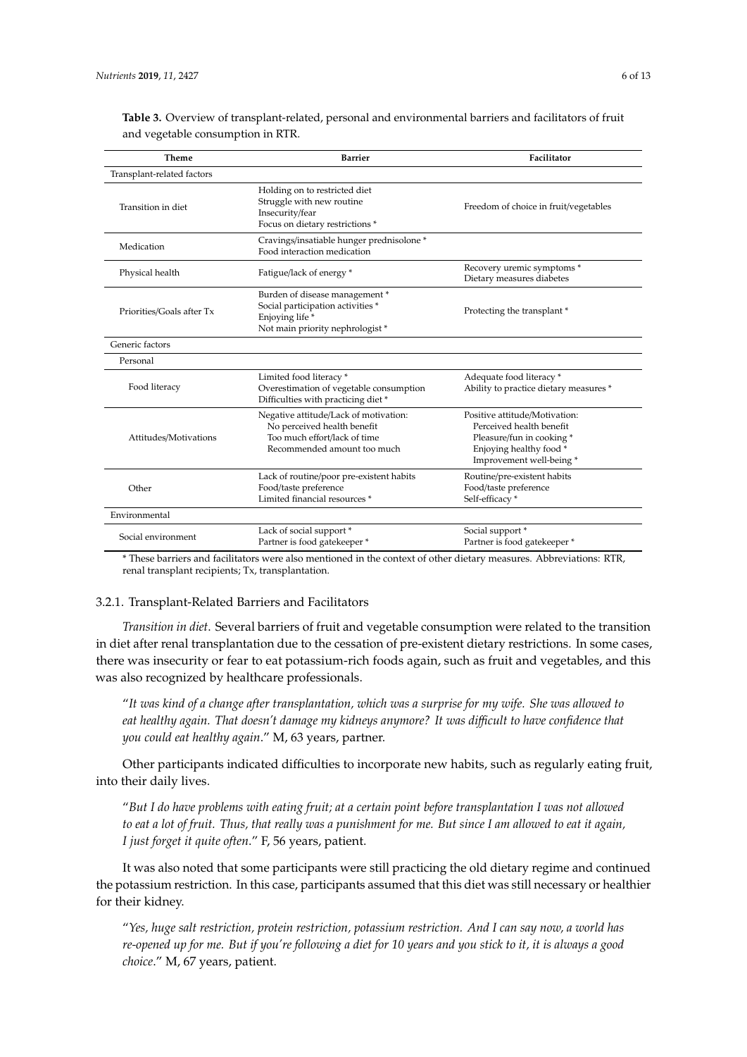**Table 3.** Overview of transplant-related, personal and environmental barriers and facilitators of fruit and vegetable consumption in RTR.

| Theme | Barrier | Facilitator |
|---|---|---|
| Transplant-related factors | | |
| Transition in diet | Holding on to restricted diet<br>Struggle with new routine<br>Insecurity/fear<br>Focus on dietary restrictions * | Freedom of choice in fruit/vegetables |
| Medication | Cravings/insatiable hunger prednisolone *<br>Food interaction medication | |
| Physical health | Fatigue/lack of energy * | Recovery uremic symptoms *<br>Dietary measures diabetes |
| Priorities/Goals after Tx | Burden of disease management *<br>Social participation activities *<br>Enjoying life *<br>Not main priority nephrologist * | Protecting the transplant * |
| Generic factors | | |
| Personal | | |
| Food literacy | Limited food literacy *<br>Overestimation of vegetable consumption<br>Difficulties with practicing diet * | Adequate food literacy *<br>Ability to practice dietary measures * |
| Attitudes/Motivations | Negative attitude/Lack of motivation:<br>No perceived health benefit<br>Too much effort/lack of time<br>Recommended amount too much | Positive attitude/Motivation:<br>Perceived health benefit<br>Pleasure/fun in cooking *<br>Enjoying healthy food *<br>Improvement well-being * |
| Other | Lack of routine/poor pre-existent habits<br>Food/taste preference<br>Limited financial resources * | Routine/pre-existent habits<br>Food/taste preference<br>Self-efficacy * |
| Environmental | | |
| Social environment | Lack of social support *<br>Partner is food gatekeeper * | Social support *<br>Partner is food gatekeeper * |

* These barriers and facilitators were also mentioned in the context of other dietary measures. Abbreviations: RTR, renal transplant recipients; Tx, transplantation.

### 3.2.1. Transplant-Related Barriers and Facilitators

*Transition in diet*. Several barriers of fruit and vegetable consumption were related to the transition in diet after renal transplantation due to the cessation of pre-existent dietary restrictions. In some cases, there was insecurity or fear to eat potassium-rich foods again, such as fruit and vegetables, and this was also recognized by healthcare professionals.

"*It was kind of a change after transplantation, which was a surprise for my wife. She was allowed to eat healthy again. That doesn't damage my kidneys anymore? It was difficult to have confidence that you could eat healthy again*." M, 63 years, partner.

Other participants indicated difficulties to incorporate new habits, such as regularly eating fruit, into their daily lives.

"*But I do have problems with eating fruit; at a certain point before transplantation I was not allowed to eat a lot of fruit. Thus, that really was a punishment for me. But since I am allowed to eat it again, I just forget it quite often*." F, 56 years, patient.

It was also noted that some participants were still practicing the old dietary regime and continued the potassium restriction. In this case, participants assumed that this diet was still necessary or healthier for their kidney.

"*Yes, huge salt restriction, protein restriction, potassium restriction. And I can say now, a world has re-opened up for me. But if you're following a diet for 10 years and you stick to it, it is always a good choice*." M, 67 years, patient.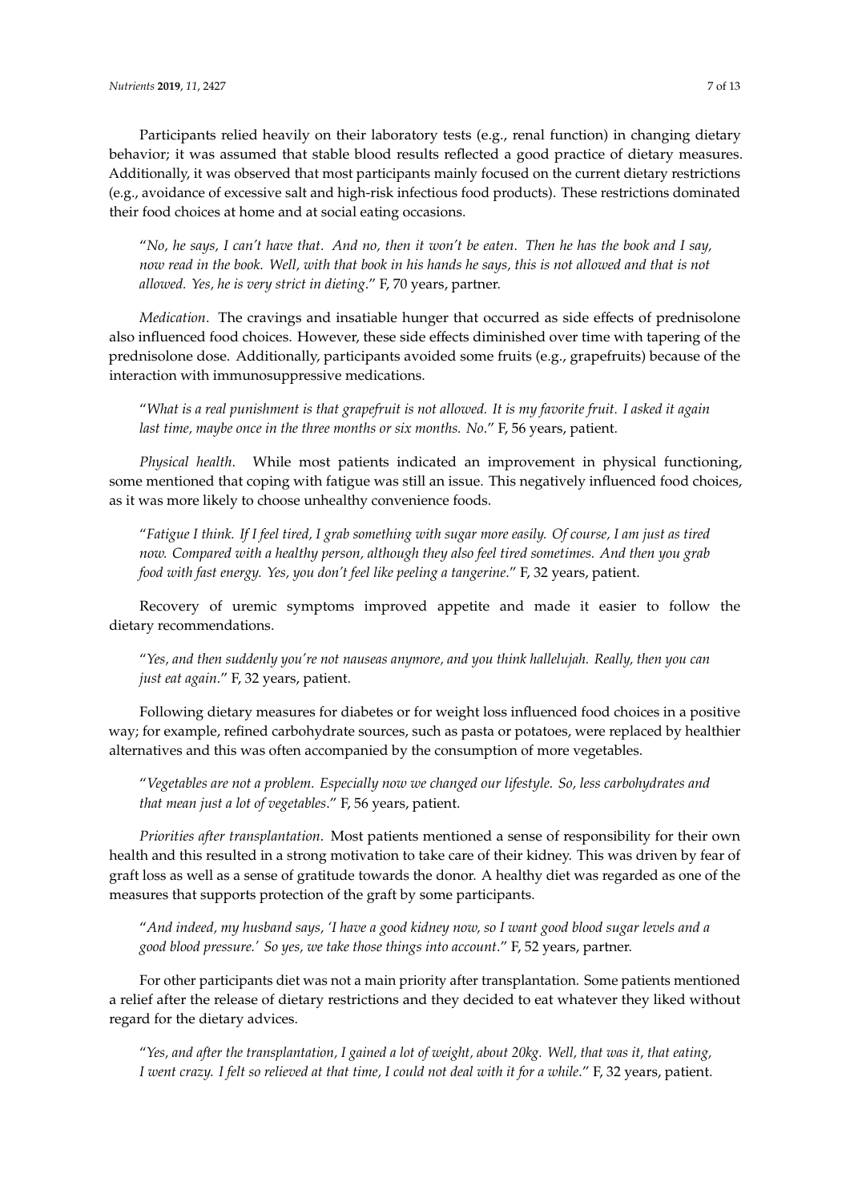Participants relied heavily on their laboratory tests (e.g., renal function) in changing dietary behavior; it was assumed that stable blood results reflected a good practice of dietary measures. Additionally, it was observed that most participants mainly focused on the current dietary restrictions (e.g., avoidance of excessive salt and high-risk infectious food products). These restrictions dominated their food choices at home and at social eating occasions.

> "*No, he says, I can't have that. And no, then it won't be eaten. Then he has the book and I say, now read in the book. Well, with that book in his hands he says, this is not allowed and that is not allowed. Yes, he is very strict in dieting*." F, 70 years, partner.

*Medication*. The cravings and insatiable hunger that occurred as side effects of prednisolone also influenced food choices. However, these side effects diminished over time with tapering of the prednisolone dose. Additionally, participants avoided some fruits (e.g., grapefruits) because of the interaction with immunosuppressive medications.

> "*What is a real punishment is that grapefruit is not allowed. It is my favorite fruit. I asked it again last time, maybe once in the three months or six months. No*." F, 56 years, patient.

*Physical health*. While most patients indicated an improvement in physical functioning, some mentioned that coping with fatigue was still an issue. This negatively influenced food choices, as it was more likely to choose unhealthy convenience foods.

> "*Fatigue I think. If I feel tired, I grab something with sugar more easily. Of course, I am just as tired now. Compared with a healthy person, although they also feel tired sometimes. And then you grab food with fast energy. Yes, you don't feel like peeling a tangerine*." F, 32 years, patient.

Recovery of uremic symptoms improved appetite and made it easier to follow the dietary recommendations.

> "*Yes, and then suddenly you're not nauseas anymore, and you think hallelujah. Really, then you can just eat again*." F, 32 years, patient.

Following dietary measures for diabetes or for weight loss influenced food choices in a positive way; for example, refined carbohydrate sources, such as pasta or potatoes, were replaced by healthier alternatives and this was often accompanied by the consumption of more vegetables.

> "*Vegetables are not a problem. Especially now we changed our lifestyle. So, less carbohydrates and that mean just a lot of vegetables*." F, 56 years, patient.

*Priorities after transplantation*. Most patients mentioned a sense of responsibility for their own health and this resulted in a strong motivation to take care of their kidney. This was driven by fear of graft loss as well as a sense of gratitude towards the donor. A healthy diet was regarded as one of the measures that supports protection of the graft by some participants.

> "*And indeed, my husband says, 'I have a good kidney now, so I want good blood sugar levels and a good blood pressure.' So yes, we take those things into account*." F, 52 years, partner.

For other participants diet was not a main priority after transplantation. Some patients mentioned a relief after the release of dietary restrictions and they decided to eat whatever they liked without regard for the dietary advices.

> "*Yes, and after the transplantation, I gained a lot of weight, about 20kg. Well, that was it, that eating, I went crazy. I felt so relieved at that time, I could not deal with it for a while*." F, 32 years, patient.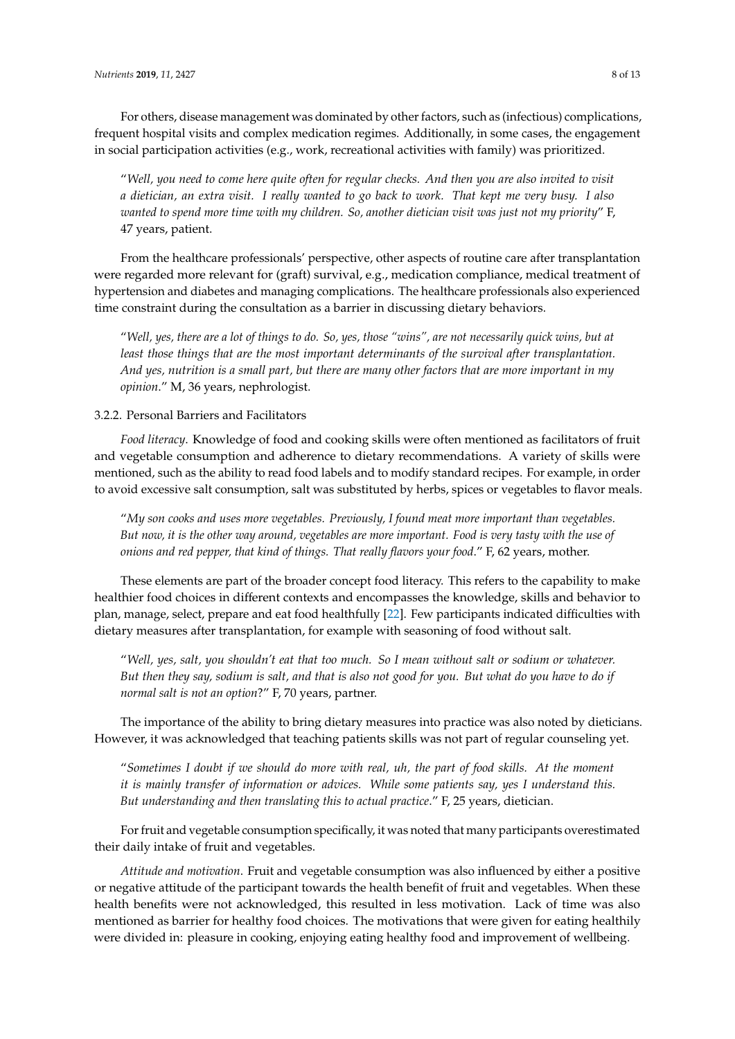For others, disease management was dominated by other factors, such as (infectious) complications, frequent hospital visits and complex medication regimes. Additionally, in some cases, the engagement in social participation activities (e.g., work, recreational activities with family) was prioritized.

> "*Well, you need to come here quite often for regular checks. And then you are also invited to visit a dietician, an extra visit. I really wanted to go back to work. That kept me very busy. I also wanted to spend more time with my children. So, another dietician visit was just not my priority*" F, 47 years, patient.

From the healthcare professionals' perspective, other aspects of routine care after transplantation were regarded more relevant for (graft) survival, e.g., medication compliance, medical treatment of hypertension and diabetes and managing complications. The healthcare professionals also experienced time constraint during the consultation as a barrier in discussing dietary behaviors.

> "*Well, yes, there are a lot of things to do. So, yes, those "wins", are not necessarily quick wins, but at least those things that are the most important determinants of the survival after transplantation. And yes, nutrition is a small part, but there are many other factors that are more important in my opinion.*" M, 36 years, nephrologist.

#### 3.2.2. Personal Barriers and Facilitators

*Food literacy*. Knowledge of food and cooking skills were often mentioned as facilitators of fruit and vegetable consumption and adherence to dietary recommendations. A variety of skills were mentioned, such as the ability to read food labels and to modify standard recipes. For example, in order to avoid excessive salt consumption, salt was substituted by herbs, spices or vegetables to flavor meals.

> "*My son cooks and uses more vegetables. Previously, I found meat more important than vegetables. But now, it is the other way around, vegetables are more important. Food is very tasty with the use of onions and red pepper, that kind of things. That really flavors your food.*" F, 62 years, mother.

These elements are part of the broader concept food literacy. This refers to the capability to make healthier food choices in different contexts and encompasses the knowledge, skills and behavior to plan, manage, select, prepare and eat food healthfully [22]. Few participants indicated difficulties with dietary measures after transplantation, for example with seasoning of food without salt.

> "*Well, yes, salt, you shouldn't eat that too much. So I mean without salt or sodium or whatever. But then they say, sodium is salt, and that is also not good for you. But what do you have to do if normal salt is not an option*?" F, 70 years, partner.

The importance of the ability to bring dietary measures into practice was also noted by dieticians. However, it was acknowledged that teaching patients skills was not part of regular counseling yet.

> "*Sometimes I doubt if we should do more with real, uh, the part of food skills. At the moment it is mainly transfer of information or advices. While some patients say, yes I understand this. But understanding and then translating this to actual practice*." F, 25 years, dietician.

For fruit and vegetable consumption specifically, it was noted that many participants overestimated their daily intake of fruit and vegetables.

*Attitude and motivation*. Fruit and vegetable consumption was also influenced by either a positive or negative attitude of the participant towards the health benefit of fruit and vegetables. When these health benefits were not acknowledged, this resulted in less motivation. Lack of time was also mentioned as barrier for healthy food choices. The motivations that were given for eating healthily were divided in: pleasure in cooking, enjoying eating healthy food and improvement of wellbeing.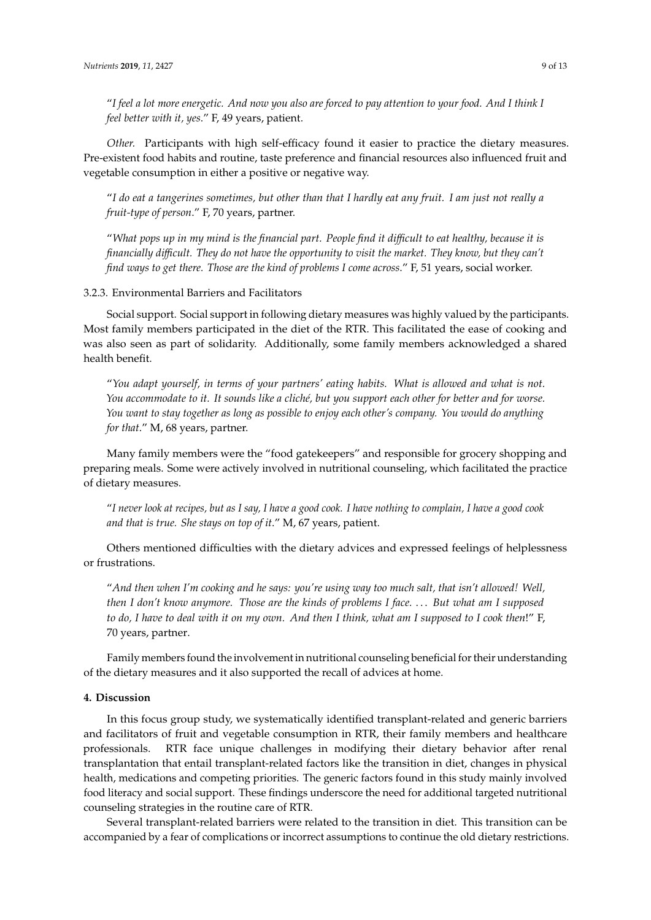"*I feel a lot more energetic. And now you also are forced to pay attention to your food. And I think I feel better with it, yes*." F, 49 years, patient.

*Other.* Participants with high self-efficacy found it easier to practice the dietary measures. Pre-existent food habits and routine, taste preference and financial resources also influenced fruit and vegetable consumption in either a positive or negative way.

"*I do eat a tangerines sometimes, but other than that I hardly eat any fruit. I am just not really a fruit-type of person*." F, 70 years, partner.

"*What pops up in my mind is the financial part. People find it difficult to eat healthy, because it is financially difficult. They do not have the opportunity to visit the market. They know, but they can't find ways to get there. Those are the kind of problems I come across*." F, 51 years, social worker.

### 3.2.3. Environmental Barriers and Facilitators

Social support. Social support in following dietary measures was highly valued by the participants. Most family members participated in the diet of the RTR. This facilitated the ease of cooking and was also seen as part of solidarity. Additionally, some family members acknowledged a shared health benefit.

"*You adapt yourself, in terms of your partners' eating habits. What is allowed and what is not. You accommodate to it. It sounds like a cliché, but you support each other for better and for worse. You want to stay together as long as possible to enjoy each other's company. You would do anything for that*." M, 68 years, partner.

Many family members were the "food gatekeepers" and responsible for grocery shopping and preparing meals. Some were actively involved in nutritional counseling, which facilitated the practice of dietary measures.

"*I never look at recipes, but as I say, I have a good cook. I have nothing to complain, I have a good cook and that is true. She stays on top of it*." M, 67 years, patient.

Others mentioned difficulties with the dietary advices and expressed feelings of helplessness or frustrations.

"*And then when I'm cooking and he says: you're using way too much salt, that isn't allowed! Well, then I don't know anymore. Those are the kinds of problems I face. . . . But what am I supposed to do, I have to deal with it on my own. And then I think, what am I supposed to I cook then*!" F, 70 years, partner.

Family members found the involvement in nutritional counseling beneficial for their understanding of the dietary measures and it also supported the recall of advices at home.

## 4. Discussion

In this focus group study, we systematically identified transplant-related and generic barriers and facilitators of fruit and vegetable consumption in RTR, their family members and healthcare professionals. RTR face unique challenges in modifying their dietary behavior after renal transplantation that entail transplant-related factors like the transition in diet, changes in physical health, medications and competing priorities. The generic factors found in this study mainly involved food literacy and social support. These findings underscore the need for additional targeted nutritional counseling strategies in the routine care of RTR.

Several transplant-related barriers were related to the transition in diet. This transition can be accompanied by a fear of complications or incorrect assumptions to continue the old dietary restrictions.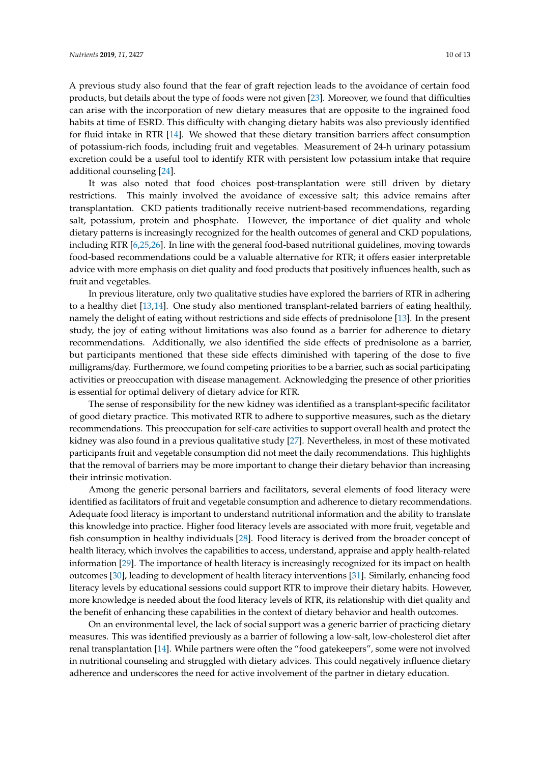A previous study also found that the fear of graft rejection leads to the avoidance of certain food products, but details about the type of foods were not given [23]. Moreover, we found that difficulties can arise with the incorporation of new dietary measures that are opposite to the ingrained food habits at time of ESRD. This difficulty with changing dietary habits was also previously identified for fluid intake in RTR [14]. We showed that these dietary transition barriers affect consumption of potassium-rich foods, including fruit and vegetables. Measurement of 24-h urinary potassium excretion could be a useful tool to identify RTR with persistent low potassium intake that require additional counseling [24].

It was also noted that food choices post-transplantation were still driven by dietary restrictions. This mainly involved the avoidance of excessive salt; this advice remains after transplantation. CKD patients traditionally receive nutrient-based recommendations, regarding salt, potassium, protein and phosphate. However, the importance of diet quality and whole dietary patterns is increasingly recognized for the health outcomes of general and CKD populations, including RTR [6,25,26]. In line with the general food-based nutritional guidelines, moving towards food-based recommendations could be a valuable alternative for RTR; it offers easier interpretable advice with more emphasis on diet quality and food products that positively influences health, such as fruit and vegetables.

In previous literature, only two qualitative studies have explored the barriers of RTR in adhering to a healthy diet [13,14]. One study also mentioned transplant-related barriers of eating healthily, namely the delight of eating without restrictions and side effects of prednisolone [13]. In the present study, the joy of eating without limitations was also found as a barrier for adherence to dietary recommendations. Additionally, we also identified the side effects of prednisolone as a barrier, but participants mentioned that these side effects diminished with tapering of the dose to five milligrams/day. Furthermore, we found competing priorities to be a barrier, such as social participating activities or preoccupation with disease management. Acknowledging the presence of other priorities is essential for optimal delivery of dietary advice for RTR.

The sense of responsibility for the new kidney was identified as a transplant-specific facilitator of good dietary practice. This motivated RTR to adhere to supportive measures, such as the dietary recommendations. This preoccupation for self-care activities to support overall health and protect the kidney was also found in a previous qualitative study [27]. Nevertheless, in most of these motivated participants fruit and vegetable consumption did not meet the daily recommendations. This highlights that the removal of barriers may be more important to change their dietary behavior than increasing their intrinsic motivation.

Among the generic personal barriers and facilitators, several elements of food literacy were identified as facilitators of fruit and vegetable consumption and adherence to dietary recommendations. Adequate food literacy is important to understand nutritional information and the ability to translate this knowledge into practice. Higher food literacy levels are associated with more fruit, vegetable and fish consumption in healthy individuals [28]. Food literacy is derived from the broader concept of health literacy, which involves the capabilities to access, understand, appraise and apply health-related information [29]. The importance of health literacy is increasingly recognized for its impact on health outcomes [30], leading to development of health literacy interventions [31]. Similarly, enhancing food literacy levels by educational sessions could support RTR to improve their dietary habits. However, more knowledge is needed about the food literacy levels of RTR, its relationship with diet quality and the benefit of enhancing these capabilities in the context of dietary behavior and health outcomes.

On an environmental level, the lack of social support was a generic barrier of practicing dietary measures. This was identified previously as a barrier of following a low-salt, low-cholesterol diet after renal transplantation [14]. While partners were often the "food gatekeepers", some were not involved in nutritional counseling and struggled with dietary advices. This could negatively influence dietary adherence and underscores the need for active involvement of the partner in dietary education.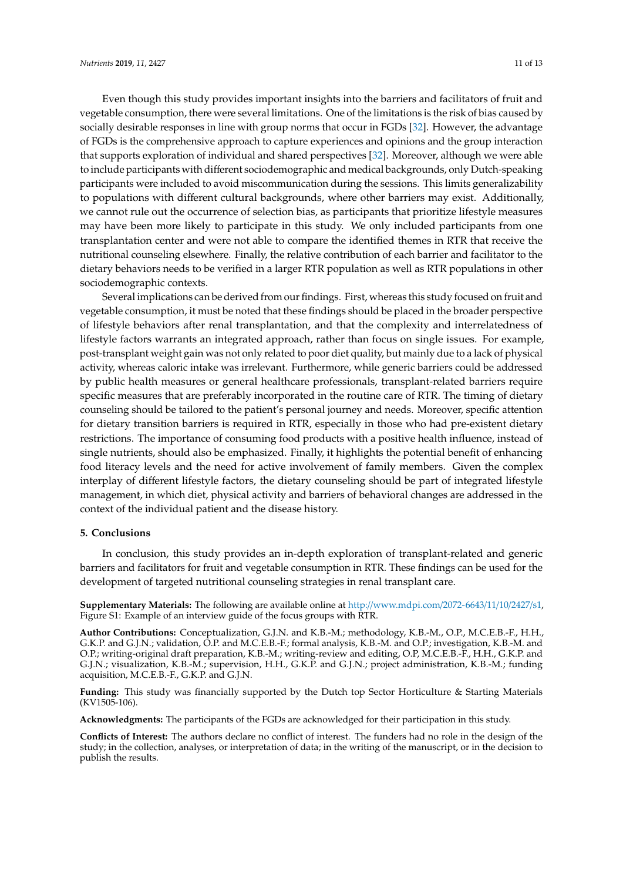Even though this study provides important insights into the barriers and facilitators of fruit and vegetable consumption, there were several limitations. One of the limitations is the risk of bias caused by socially desirable responses in line with group norms that occur in FGDs [32]. However, the advantage of FGDs is the comprehensive approach to capture experiences and opinions and the group interaction that supports exploration of individual and shared perspectives [32]. Moreover, although we were able to include participants with different sociodemographic and medical backgrounds, only Dutch-speaking participants were included to avoid miscommunication during the sessions. This limits generalizability to populations with different cultural backgrounds, where other barriers may exist. Additionally, we cannot rule out the occurrence of selection bias, as participants that prioritize lifestyle measures may have been more likely to participate in this study. We only included participants from one transplantation center and were not able to compare the identified themes in RTR that receive the nutritional counseling elsewhere. Finally, the relative contribution of each barrier and facilitator to the dietary behaviors needs to be verified in a larger RTR population as well as RTR populations in other sociodemographic contexts.

Several implications can be derived from our findings. First, whereas this study focused on fruit and vegetable consumption, it must be noted that these findings should be placed in the broader perspective of lifestyle behaviors after renal transplantation, and that the complexity and interrelatedness of lifestyle factors warrants an integrated approach, rather than focus on single issues. For example, post-transplant weight gain was not only related to poor diet quality, but mainly due to a lack of physical activity, whereas caloric intake was irrelevant. Furthermore, while generic barriers could be addressed by public health measures or general healthcare professionals, transplant-related barriers require specific measures that are preferably incorporated in the routine care of RTR. The timing of dietary counseling should be tailored to the patient's personal journey and needs. Moreover, specific attention for dietary transition barriers is required in RTR, especially in those who had pre-existent dietary restrictions. The importance of consuming food products with a positive health influence, instead of single nutrients, should also be emphasized. Finally, it highlights the potential benefit of enhancing food literacy levels and the need for active involvement of family members. Given the complex interplay of different lifestyle factors, the dietary counseling should be part of integrated lifestyle management, in which diet, physical activity and barriers of behavioral changes are addressed in the context of the individual patient and the disease history.

## 5. Conclusions

In conclusion, this study provides an in-depth exploration of transplant-related and generic barriers and facilitators for fruit and vegetable consumption in RTR. These findings can be used for the development of targeted nutritional counseling strategies in renal transplant care.

**Supplementary Materials:** The following are available online at http://www.mdpi.com/2072-6643/11/10/2427/s1, Figure S1: Example of an interview guide of the focus groups with RTR.

**Author Contributions:** Conceptualization, G.J.N. and K.B.-M.; methodology, K.B.-M., O.P., M.C.E.B.-F., H.H., G.K.P. and G.J.N.; validation, O.P. and M.C.E.B.-F.; formal analysis, K.B.-M. and O.P.; investigation, K.B.-M. and O.P.; writing-original draft preparation, K.B.-M.; writing-review and editing, O.P, M.C.E.B.-F., H.H., G.K.P. and G.J.N.; visualization, K.B.-M.; supervision, H.H., G.K.P. and G.J.N.; project administration, K.B.-M.; funding acquisition, M.C.E.B.-F., G.K.P. and G.J.N.

**Funding:** This study was financially supported by the Dutch top Sector Horticulture & Starting Materials (KV1505-106).

**Acknowledgments:** The participants of the FGDs are acknowledged for their participation in this study.

**Conflicts of Interest:** The authors declare no conflict of interest. The funders had no role in the design of the study; in the collection, analyses, or interpretation of data; in the writing of the manuscript, or in the decision to publish the results.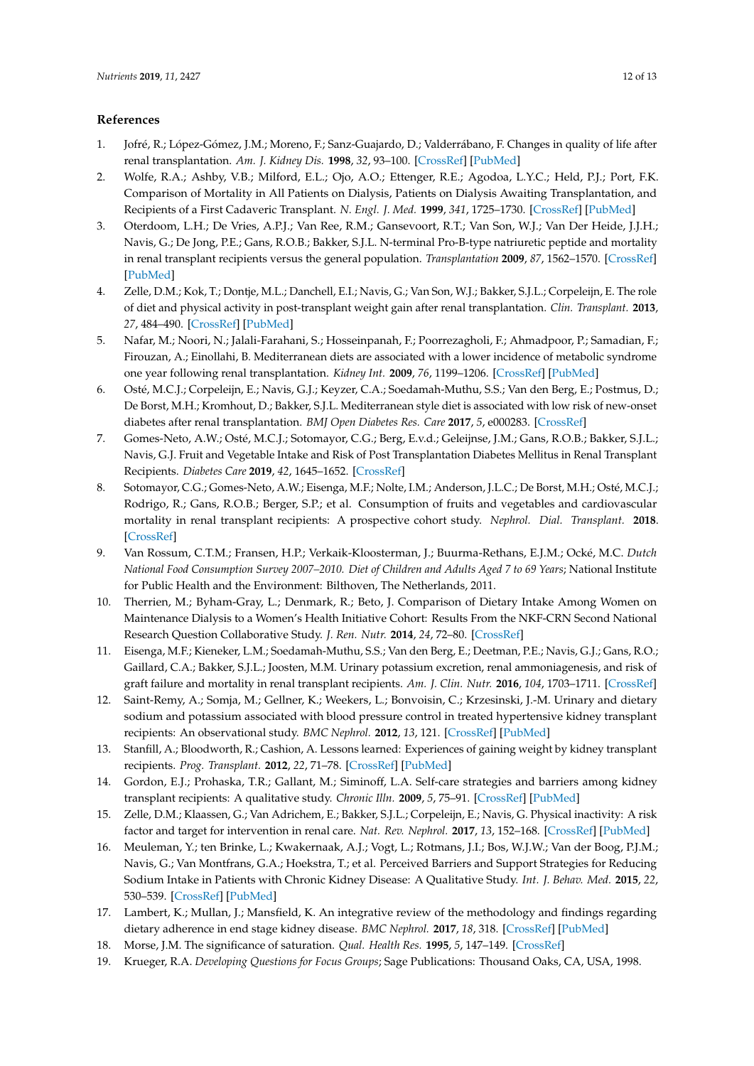## References

1. Jofré, R.; López-Gómez, J.M.; Moreno, F.; Sanz-Guajardo, D.; Valderrábano, F. Changes in quality of life after renal transplantation. *Am. J. Kidney Dis.* **1998**, *32*, 93–100. [CrossRef] [PubMed]
2. Wolfe, R.A.; Ashby, V.B.; Milford, E.L.; Ojo, A.O.; Ettenger, R.E.; Agodoa, L.Y.C.; Held, P.J.; Port, F.K. Comparison of Mortality in All Patients on Dialysis, Patients on Dialysis Awaiting Transplantation, and Recipients of a First Cadaveric Transplant. *N. Engl. J. Med.* **1999**, *341*, 1725–1730. [CrossRef] [PubMed]
3. Oterdoom, L.H.; De Vries, A.P.J.; Van Ree, R.M.; Gansevoort, R.T.; Van Son, W.J.; Van Der Heide, J.J.H.; Navis, G.; De Jong, P.E.; Gans, R.O.B.; Bakker, S.J.L. N-terminal Pro-B-type natriuretic peptide and mortality in renal transplant recipients versus the general population. *Transplantation* **2009**, *87*, 1562–1570. [CrossRef] [PubMed]
4. Zelle, D.M.; Kok, T.; Dontje, M.L.; Danchell, E.I.; Navis, G.; Van Son, W.J.; Bakker, S.J.L.; Corpeleijn, E. The role of diet and physical activity in post-transplant weight gain after renal transplantation. *Clin. Transplant.* **2013**, *27*, 484–490. [CrossRef] [PubMed]
5. Nafar, M.; Noori, N.; Jalali-Farahani, S.; Hosseinpanah, F.; Poorrezagholi, F.; Ahmadpoor, P.; Samadian, F.; Firouzan, A.; Einollahi, B. Mediterranean diets are associated with a lower incidence of metabolic syndrome one year following renal transplantation. *Kidney Int.* **2009**, *76*, 1199–1206. [CrossRef] [PubMed]
6. Osté, M.C.J.; Corpeleijn, E.; Navis, G.J.; Keyzer, C.A.; Soedamah-Muthu, S.S.; Van den Berg, E.; Postmus, D.; De Borst, M.H.; Kromhout, D.; Bakker, S.J.L. Mediterranean style diet is associated with low risk of new-onset diabetes after renal transplantation. *BMJ Open Diabetes Res. Care* **2017**, *5*, e000283. [CrossRef]
7. Gomes-Neto, A.W.; Osté, M.C.J.; Sotomayor, C.G.; Berg, E.v.d.; Geleijnse, J.M.; Gans, R.O.B.; Bakker, S.J.L.; Navis, G.J. Fruit and Vegetable Intake and Risk of Post Transplantation Diabetes Mellitus in Renal Transplant Recipients. *Diabetes Care* **2019**, *42*, 1645–1652. [CrossRef]
8. Sotomayor, C.G.; Gomes-Neto, A.W.; Eisenga, M.F.; Nolte, I.M.; Anderson, J.L.C.; De Borst, M.H.; Osté, M.C.J.; Rodrigo, R.; Gans, R.O.B.; Berger, S.P.; et al. Consumption of fruits and vegetables and cardiovascular mortality in renal transplant recipients: A prospective cohort study. *Nephrol. Dial. Transplant.* **2018**. [CrossRef]
9. Van Rossum, C.T.M.; Fransen, H.P.; Verkaik-Kloosterman, J.; Buurma-Rethans, E.J.M.; Ocké, M.C. *Dutch National Food Consumption Survey 2007–2010. Diet of Children and Adults Aged 7 to 69 Years*; National Institute for Public Health and the Environment: Bilthoven, The Netherlands, 2011.
10. Therrien, M.; Byham-Gray, L.; Denmark, R.; Beto, J. Comparison of Dietary Intake Among Women on Maintenance Dialysis to a Women's Health Initiative Cohort: Results From the NKF-CRN Second National Research Question Collaborative Study. *J. Ren. Nutr.* **2014**, *24*, 72–80. [CrossRef]
11. Eisenga, M.F.; Kieneker, L.M.; Soedamah-Muthu, S.S.; Van den Berg, E.; Deetman, P.E.; Navis, G.J.; Gans, R.O.; Gaillard, C.A.; Bakker, S.J.L.; Joosten, M.M. Urinary potassium excretion, renal ammoniagenesis, and risk of graft failure and mortality in renal transplant recipients. *Am. J. Clin. Nutr.* **2016**, *104*, 1703–1711. [CrossRef]
12. Saint-Remy, A.; Somja, M.; Gellner, K.; Weekers, L.; Bonvoisin, C.; Krzesinski, J.-M. Urinary and dietary sodium and potassium associated with blood pressure control in treated hypertensive kidney transplant recipients: An observational study. *BMC Nephrol.* **2012**, *13*, 121. [CrossRef] [PubMed]
13. Stanfill, A.; Bloodworth, R.; Cashion, A. Lessons learned: Experiences of gaining weight by kidney transplant recipients. *Prog. Transplant.* **2012**, *22*, 71–78. [CrossRef] [PubMed]
14. Gordon, E.J.; Prohaska, T.R.; Gallant, M.; Siminoff, L.A. Self-care strategies and barriers among kidney transplant recipients: A qualitative study. *Chronic Illn.* **2009**, *5*, 75–91. [CrossRef] [PubMed]
15. Zelle, D.M.; Klaassen, G.; Van Adrichem, E.; Bakker, S.J.L.; Corpeleijn, E.; Navis, G. Physical inactivity: A risk factor and target for intervention in renal care. *Nat. Rev. Nephrol.* **2017**, *13*, 152–168. [CrossRef] [PubMed]
16. Meuleman, Y.; ten Brinke, L.; Kwakernaak, A.J.; Vogt, L.; Rotmans, J.I.; Bos, W.J.W.; Van der Boog, P.J.M.; Navis, G.; Van Montfrans, G.A.; Hoekstra, T.; et al. Perceived Barriers and Support Strategies for Reducing Sodium Intake in Patients with Chronic Kidney Disease: A Qualitative Study. *Int. J. Behav. Med.* **2015**, *22*, 530–539. [CrossRef] [PubMed]
17. Lambert, K.; Mullan, J.; Mansfield, K. An integrative review of the methodology and findings regarding dietary adherence in end stage kidney disease. *BMC Nephrol.* **2017**, *18*, 318. [CrossRef] [PubMed]
18. Morse, J.M. The significance of saturation. *Qual. Health Res.* **1995**, *5*, 147–149. [CrossRef]
19. Krueger, R.A. *Developing Questions for Focus Groups*; Sage Publications: Thousand Oaks, CA, USA, 1998.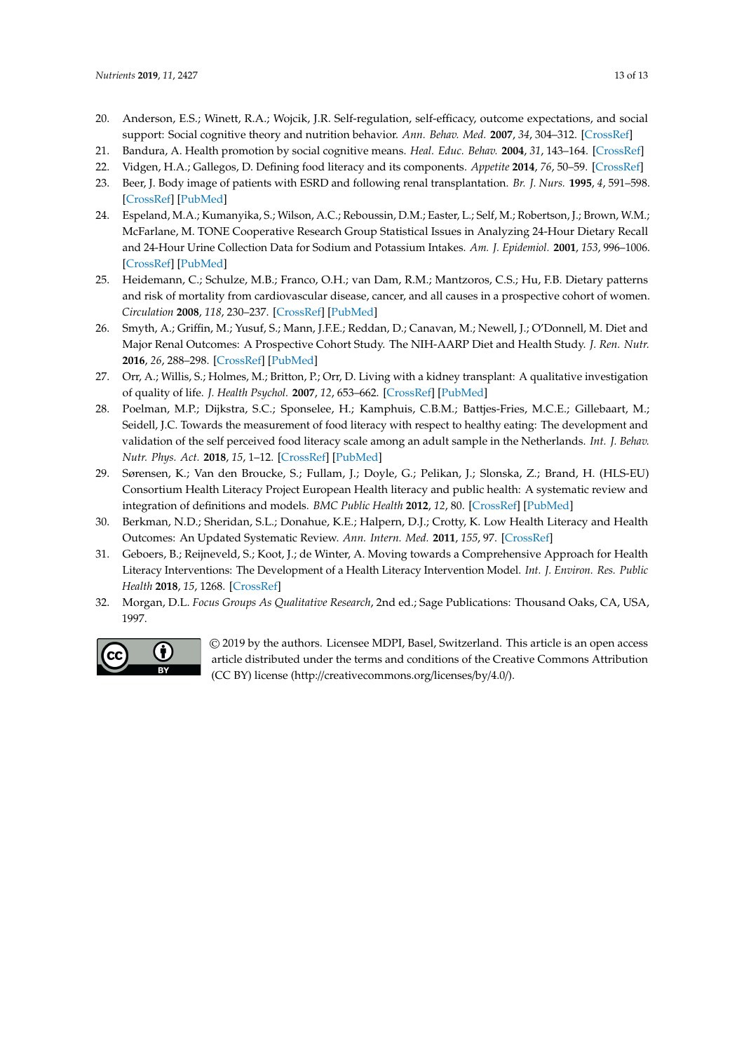20. Anderson, E.S.; Winett, R.A.; Wojcik, J.R. Self-regulation, self-efficacy, outcome expectations, and social support: Social cognitive theory and nutrition behavior. *Ann. Behav. Med.* **2007**, *34*, 304–312. [CrossRef]
21. Bandura, A. Health promotion by social cognitive means. *Heal. Educ. Behav.* **2004**, *31*, 143–164. [CrossRef]
22. Vidgen, H.A.; Gallegos, D. Defining food literacy and its components. *Appetite* **2014**, *76*, 50–59. [CrossRef]
23. Beer, J. Body image of patients with ESRD and following renal transplantation. *Br. J. Nurs.* **1995**, *4*, 591–598. [CrossRef] [PubMed]
24. Espeland, M.A.; Kumanyika, S.; Wilson, A.C.; Reboussin, D.M.; Easter, L.; Self, M.; Robertson, J.; Brown, W.M.; McFarlane, M. TONE Cooperative Research Group Statistical Issues in Analyzing 24-Hour Dietary Recall and 24-Hour Urine Collection Data for Sodium and Potassium Intakes. *Am. J. Epidemiol.* **2001**, *153*, 996–1006. [CrossRef] [PubMed]
25. Heidemann, C.; Schulze, M.B.; Franco, O.H.; van Dam, R.M.; Mantzoros, C.S.; Hu, F.B. Dietary patterns and risk of mortality from cardiovascular disease, cancer, and all causes in a prospective cohort of women. *Circulation* **2008**, *118*, 230–237. [CrossRef] [PubMed]
26. Smyth, A.; Griffin, M.; Yusuf, S.; Mann, J.F.E.; Reddan, D.; Canavan, M.; Newell, J.; O'Donnell, M. Diet and Major Renal Outcomes: A Prospective Cohort Study. The NIH-AARP Diet and Health Study. *J. Ren. Nutr.* **2016**, *26*, 288–298. [CrossRef] [PubMed]
27. Orr, A.; Willis, S.; Holmes, M.; Britton, P.; Orr, D. Living with a kidney transplant: A qualitative investigation of quality of life. *J. Health Psychol.* **2007**, *12*, 653–662. [CrossRef] [PubMed]
28. Poelman, M.P.; Dijkstra, S.C.; Sponselee, H.; Kamphuis, C.B.M.; Battjes-Fries, M.C.E.; Gillebaart, M.; Seidell, J.C. Towards the measurement of food literacy with respect to healthy eating: The development and validation of the self perceived food literacy scale among an adult sample in the Netherlands. *Int. J. Behav. Nutr. Phys. Act.* **2018**, *15*, 1–12. [CrossRef] [PubMed]
29. Sørensen, K.; Van den Broucke, S.; Fullam, J.; Doyle, G.; Pelikan, J.; Slonska, Z.; Brand, H. (HLS-EU) Consortium Health Literacy Project European Health literacy and public health: A systematic review and integration of definitions and models. *BMC Public Health* **2012**, *12*, 80. [CrossRef] [PubMed]
30. Berkman, N.D.; Sheridan, S.L.; Donahue, K.E.; Halpern, D.J.; Crotty, K. Low Health Literacy and Health Outcomes: An Updated Systematic Review. *Ann. Intern. Med.* **2011**, *155*, 97. [CrossRef]
31. Geboers, B.; Reijneveld, S.; Koot, J.; de Winter, A. Moving towards a Comprehensive Approach for Health Literacy Interventions: The Development of a Health Literacy Intervention Model. *Int. J. Environ. Res. Public Health* **2018**, *15*, 1268. [CrossRef]
32. Morgan, D.L. *Focus Groups As Qualitative Research*, 2nd ed.; Sage Publications: Thousand Oaks, CA, USA, 1997.

© 2019 by the authors. Licensee MDPI, Basel, Switzerland. This article is an open access article distributed under the terms and conditions of the Creative Commons Attribution (CC BY) license (http://creativecommons.org/licenses/by/4.0/).